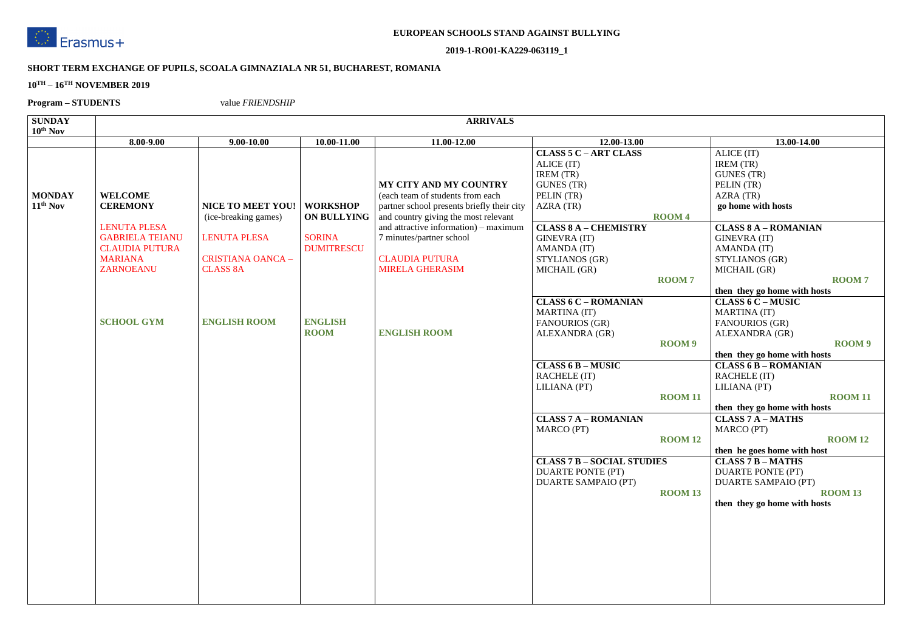Erasmus+

**EUROPEAN SCHOOLS STAND AGAINST BULLYING**

**2019-1-RO01-KA229-063119_1**

**SHORT TERM EXCHANGE OF PUPILS, SCOALA GIMNAZIALA NR 51, BUCHAREST, ROMANIA**

**10TH – 16TH NOVEMBER 2019**

**Program – STUDENTS** value *FRIENDSHIP*

| **SUNDAY 10th Nov** | **ARRIVALS** | | | | | |
|---|---|---|---|---|---|---|
| | **8.00-9.00** | **9.00-10.00** | **10.00-11.00** | **11.00-12.00** | **12.00-13.00** | **13.00-14.00** |
| **MONDAY 11th Nov** | **WELCOME CEREMONY**<br><br>LENUTA PLESA<br>GABRIELA TEIANU<br>CLAUDIA PUTURA<br>MARIANA ZARNOEANU<br><br>**SCHOOL GYM** | **NICE TO MEET YOU!** (ice-breaking games)<br><br>LENUTA PLESA<br><br>CRISTIANA OANCA – CLASS 8A<br><br>**ENGLISH ROOM** | **WORKSHOP ON BULLYING**<br><br>SORINA DUMITRESCU<br><br>**ENGLISH ROOM** | **MY CITY AND MY COUNTRY** (each team of students from each partner school presents briefly their city and country giving the most relevant and attractive information) – maximum 7 minutes/partner school<br><br>CLAUDIA PUTURA<br>MIRELA GHERASIM<br><br>**ENGLISH ROOM** | **CLASS 5 C – ART CLASS**<br>ALICE (IT)<br>IREM (TR)<br>GUNES (TR)<br>PELIN (TR)<br>AZRA (TR)<br>**ROOM 4**<br><br>**CLASS 8 A – CHEMISTRY**<br>GINEVRA (IT)<br>AMANDA (IT)<br>STYLIANOS (GR)<br>MICHAIL (GR)<br>**ROOM 7**<br><br>**CLASS 6 C – ROMANIAN**<br>MARTINA (IT)<br>FANOURIOS (GR)<br>ALEXANDRA (GR)<br>**ROOM 9**<br><br>**CLASS 6 B – MUSIC**<br>RACHELE (IT)<br>LILIANA (PT)<br>**ROOM 11**<br><br>**CLASS 7 A – ROMANIAN**<br>MARCO (PT)<br>**ROOM 12**<br><br>**CLASS 7 B – SOCIAL STUDIES**<br>DUARTE PONTE (PT)<br>DUARTE SAMPAIO (PT)<br>**ROOM 13** | ALICE (IT)<br>IREM (TR)<br>GUNES (TR)<br>PELIN (TR)<br>AZRA (TR)<br>**go home with hosts**<br><br>**CLASS 8 A – ROMANIAN**<br>GINEVRA (IT)<br>AMANDA (IT)<br>STYLIANOS (GR)<br>MICHAIL (GR)<br>**ROOM 7**<br>**then they go home with hosts**<br><br>**CLASS 6 C – MUSIC**<br>MARTINA (IT)<br>FANOURIOS (GR)<br>ALEXANDRA (GR)<br>**ROOM 9**<br>**then they go home with hosts**<br><br>**CLASS 6 B – ROMANIAN**<br>RACHELE (IT)<br>LILIANA (PT)<br>**ROOM 11**<br>**then they go home with hosts**<br><br>**CLASS 7 A – MATHS**<br>MARCO (PT)<br>**ROOM 12**<br>**then he goes home with host**<br><br>**CLASS 7 B – MATHS**<br>DUARTE PONTE (PT)<br>DUARTE SAMPAIO (PT)<br>**ROOM 13**<br>**then they go home with hosts** |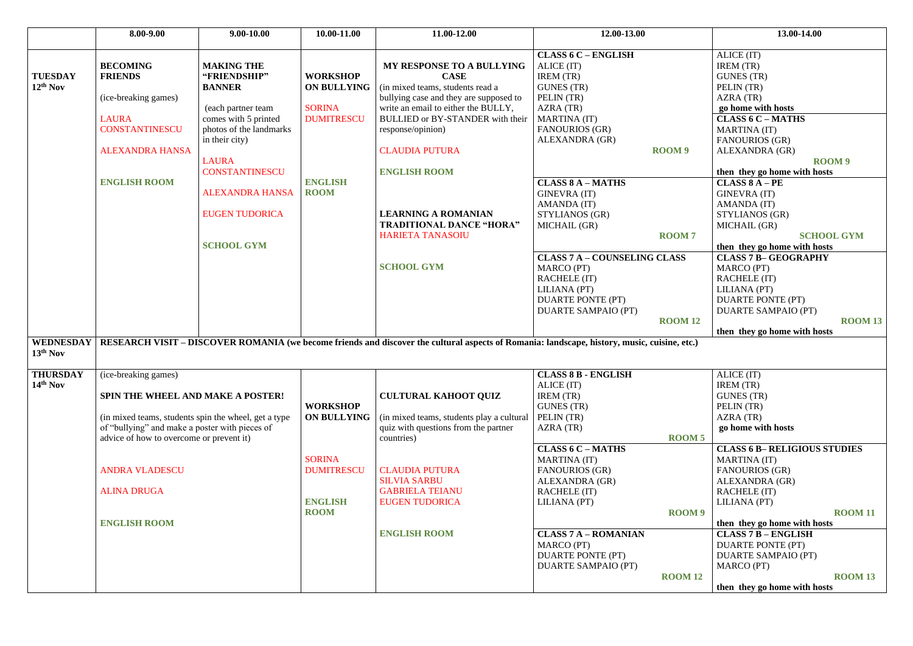| | 8.00-9.00 | 9.00-10.00 | 10.00-11.00 | 11.00-12.00 | 12.00-13.00 | 13.00-14.00 |
|---|---|---|---|---|---|---|
| **TUESDAY 12th Nov** | **BECOMING FRIENDS**<br>(ice-breaking games)<br>LAURA CONSTANTINESCU<br>ALEXANDRA HANSA<br>**ENGLISH ROOM** | **MAKING THE "FRIENDSHIP" BANNER**<br>(each partner team comes with 5 printed photos of the landmarks in their city)<br>LAURA CONSTANTINESCU<br>ALEXANDRA HANSA<br>EUGEN TUDORICA<br>**SCHOOL GYM** | **WORKSHOP ON BULLYING**<br>SORINA DUMITRESCU<br>**ENGLISH ROOM** | **MY RESPONSE TO A BULLYING CASE**<br>(in mixed teams, students read a bullying case and they are supposed to write an email to either the BULLY, BULLIED or BY-STANDER with their response/opinion)<br>CLAUDIA PUTURA<br>**ENGLISH ROOM**<br>**LEARNING A ROMANIAN TRADITIONAL DANCE "HORA"**<br>HARIETA TANASOIU<br>**SCHOOL GYM** | **CLASS 6 C – ENGLISH**<br>ALICE (IT)<br>IREM (TR)<br>GUNES (TR)<br>PELIN (TR)<br>AZRA (TR)<br>MARTINA (IT)<br>FANOURIOS (GR)<br>ALEXANDRA (GR)<br>**ROOM 9**<br>**CLASS 8 A – MATHS**<br>GINEVRA (IT)<br>AMANDA (IT)<br>STYLIANOS (GR)<br>MICHAIL (GR)<br>**ROOM 7**<br>**CLASS 7 A – COUNSELING CLASS**<br>MARCO (PT)<br>RACHELE (IT)<br>LILIANA (PT)<br>DUARTE PONTE (PT)<br>DUARTE SAMPAIO (PT)<br>**ROOM 12** | ALICE (IT)<br>IREM (TR)<br>GUNES (TR)<br>PELIN (TR)<br>AZRA (TR)<br>**go home with hosts**<br>**CLASS 6 C – MATHS**<br>MARTINA (IT)<br>FANOURIOS (GR)<br>ALEXANDRA (GR)<br>**ROOM 9**<br>**then they go home with hosts**<br>**CLASS 8 A – PE**<br>GINEVRA (IT)<br>AMANDA (IT)<br>STYLIANOS (GR)<br>MICHAIL (GR)<br>**SCHOOL GYM**<br>**then they go home with hosts**<br>**CLASS 7 B– GEOGRAPHY**<br>MARCO (PT)<br>RACHELE (IT)<br>LILIANA (PT)<br>DUARTE PONTE (PT)<br>DUARTE SAMPAIO (PT)<br>**ROOM 13**<br>**then they go home with hosts** |
| **WEDNESDAY 13th Nov** | **RESEARCH VISIT – DISCOVER ROMANIA (we become friends and discover the cultural aspects of Romania: landscape, history, music, cuisine, etc.)** | | | | | |
| **THURSDAY 14th Nov** | (ice-breaking games)<br>**SPIN THE WHEEL AND MAKE A POSTER!**<br>(in mixed teams, students spin the wheel, get a type of "bullying" and make a poster with pieces of advice of how to overcome or prevent it)<br>ANDRA VLADESCU<br>ALINA DRUGA<br>**ENGLISH ROOM** | | **WORKSHOP ON BULLYING**<br>SORINA DUMITRESCU<br>**ENGLISH ROOM** | **CULTURAL KAHOOT QUIZ**<br>(in mixed teams, students play a cultural quiz with questions from the partner countries)<br>CLAUDIA PUTURA<br>SILVIA SARBU<br>GABRIELA TEIANU<br>EUGEN TUDORICA<br>**ENGLISH ROOM** | **CLASS 8 B - ENGLISH**<br>ALICE (IT)<br>IREM (TR)<br>GUNES (TR)<br>PELIN (TR)<br>AZRA (TR)<br>**ROOM 5**<br>**CLASS 6 C – MATHS**<br>MARTINA (IT)<br>FANOURIOS (GR)<br>ALEXANDRA (GR)<br>RACHELE (IT)<br>LILIANA (PT)<br>**ROOM 9**<br>**CLASS 7 A – ROMANIAN**<br>MARCO (PT)<br>DUARTE PONTE (PT)<br>DUARTE SAMPAIO (PT)<br>**ROOM 12** | ALICE (IT)<br>IREM (TR)<br>GUNES (TR)<br>PELIN (TR)<br>AZRA (TR)<br>**go home with hosts**<br>**CLASS 6 B– RELIGIOUS STUDIES**<br>MARTINA (IT)<br>FANOURIOS (GR)<br>ALEXANDRA (GR)<br>RACHELE (IT)<br>LILIANA (PT)<br>**ROOM 11**<br>**then they go home with hosts**<br>**CLASS 7 B – ENGLISH**<br>DUARTE PONTE (PT)<br>DUARTE SAMPAIO (PT)<br>MARCO (PT)<br>**ROOM 13**<br>**then they go home with hosts** |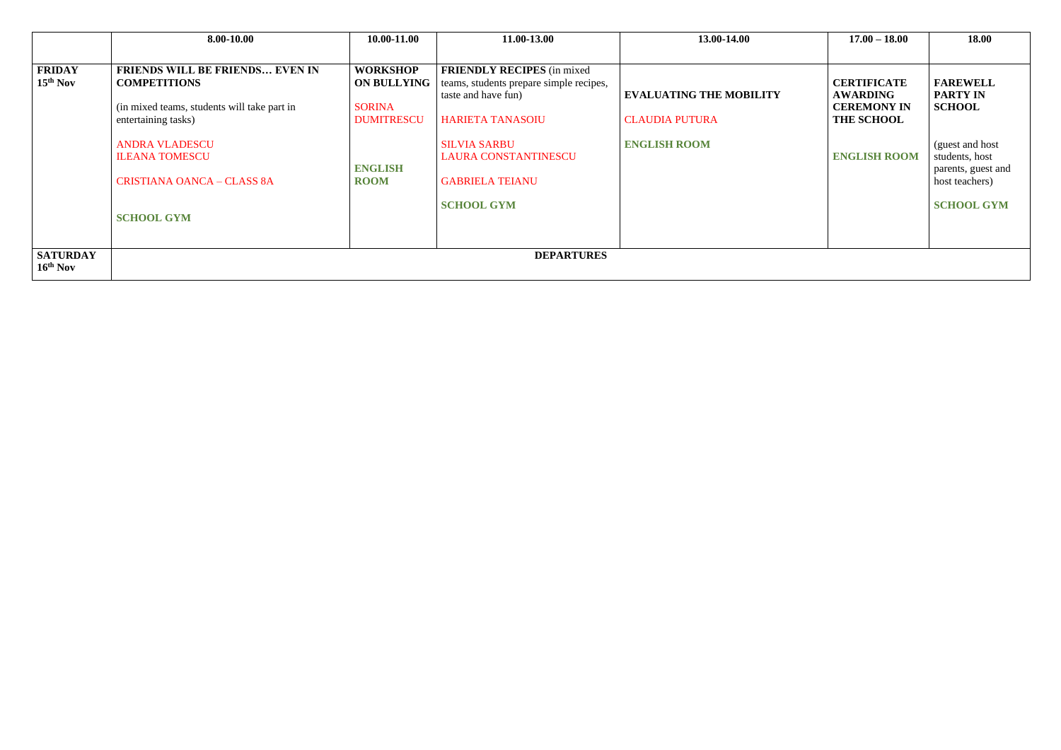| | 8.00-10.00 | 10.00-11.00 | 11.00-13.00 | 13.00-14.00 | 17.00 – 18.00 | 18.00 |
|---|---|---|---|---|---|---|
| **FRIDAY 15th Nov** | **FRIENDS WILL BE FRIENDS… EVEN IN COMPETITIONS**<br><br>(in mixed teams, students will take part in entertaining tasks)<br><br>ANDRA VLADESCU<br>ILEANA TOMESCU<br><br>CRISTIANA OANCA – CLASS 8A<br><br>**SCHOOL GYM** | **WORKSHOP ON BULLYING**<br><br>SORINA DUMITRESCU<br><br>**ENGLISH ROOM** | **FRIENDLY RECIPES** (in mixed teams, students prepare simple recipes, taste and have fun)<br><br>HARIETA TANASOIU<br><br>SILVIA SARBU<br>LAURA CONSTANTINESCU<br><br>GABRIELA TEIANU<br><br>**SCHOOL GYM** | **EVALUATING THE MOBILITY**<br><br>CLAUDIA PUTURA<br><br>**ENGLISH ROOM** | **CERTIFICATE AWARDING CEREMONY IN THE SCHOOL**<br><br>**ENGLISH ROOM** | **FAREWELL PARTY IN SCHOOL**<br><br>(guest and host students, host parents, guest and host teachers)<br><br>**SCHOOL GYM** |
| **SATURDAY 16th Nov** | **DEPARTURES** | | | | | |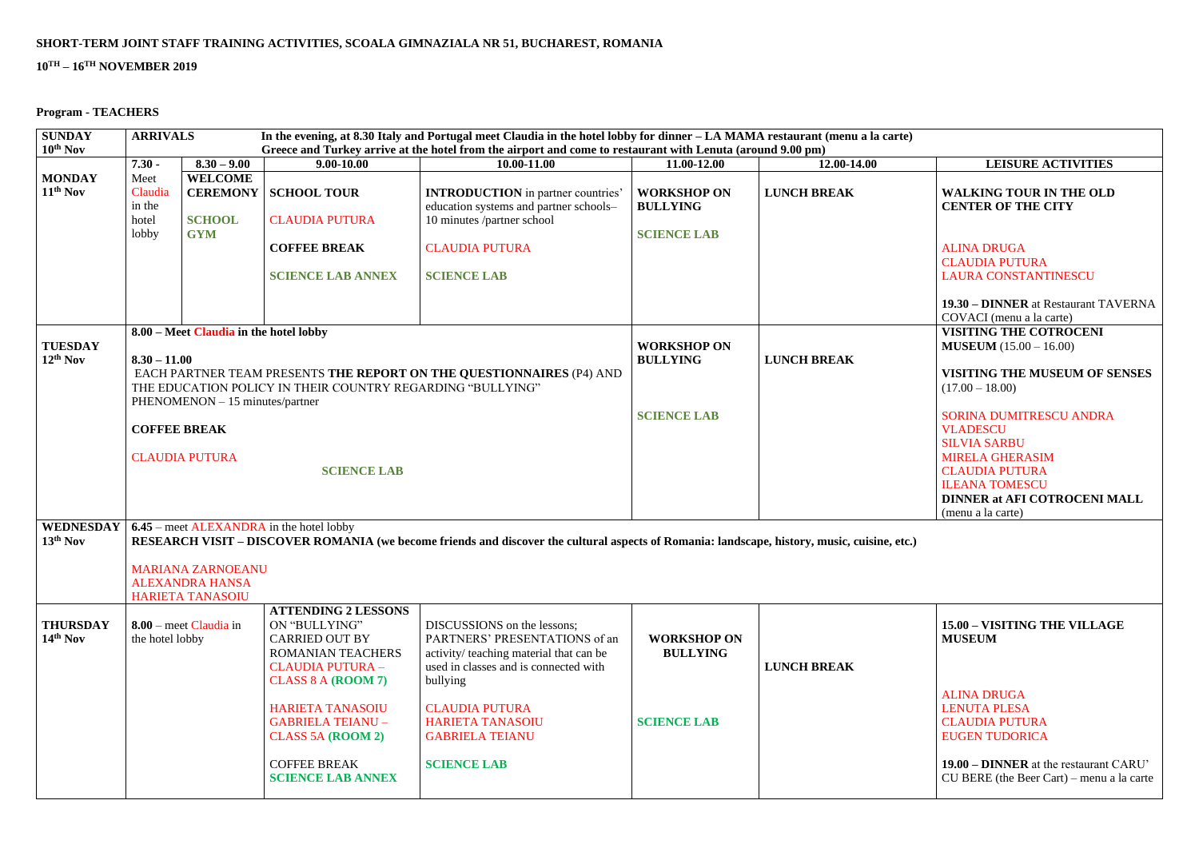**SHORT-TERM JOINT STAFF TRAINING ACTIVITIES, SCOALA GIMNAZIALA NR 51, BUCHAREST, ROMANIA**

**10TH – 16TH NOVEMBER 2019**

**Program - TEACHERS**

| **SUNDAY 10th Nov** | **ARRIVALS** | | **In the evening, at 8.30 Italy and Portugal meet Claudia in the hotel lobby for dinner – LA MAMA restaurant (menu a la carte) Greece and Turkey arrive at the hotel from the airport and come to restaurant with Lenuta (around 9.00 pm)** | | | | |
|---|---|---|---|---|---|---|---|
| | **7.30 -** | **8.30 – 9.00** | **9.00-10.00** | **10.00-11.00** | **11.00-12.00** | **12.00-14.00** | **LEISURE ACTIVITIES** |
| **MONDAY 11th Nov** | Meet Claudia in the hotel lobby | **WELCOME CEREMONY** **SCHOOL GYM** | **SCHOOL TOUR** CLAUDIA PUTURA **COFFEE BREAK** **SCIENCE LAB ANNEX** | **INTRODUCTION** in partner countries' education systems and partner schools– 10 minutes /partner school CLAUDIA PUTURA **SCIENCE LAB** | **WORKSHOP ON BULLYING** **SCIENCE LAB** | **LUNCH BREAK** | **WALKING TOUR IN THE OLD CENTER OF THE CITY** ALINA DRUGA CLAUDIA PUTURA LAURA CONSTANTINESCU **19.30 – DINNER** at Restaurant TAVERNA COVACI (menu a la carte) |
| **TUESDAY 12th Nov** | **8.00 – Meet Claudia in the hotel lobby** **8.30 – 11.00** EACH PARTNER TEAM PRESENTS **THE REPORT ON THE QUESTIONNAIRES** (P4) AND THE EDUCATION POLICY IN THEIR COUNTRY REGARDING "BULLYING" PHENOMENON – 15 minutes/partner **COFFEE BREAK** CLAUDIA PUTURA **SCIENCE LAB** | | | | **WORKSHOP ON BULLYING** **SCIENCE LAB** | **LUNCH BREAK** | **VISITING THE COTROCENI MUSEUM** (15.00 – 16.00) **VISITING THE MUSEUM OF SENSES** (17.00 – 18.00) SORINA DUMITRESCU ANDRA VLADESCU SILVIA SARBU MIRELA GHERASIM CLAUDIA PUTURA ILEANA TOMESCU **DINNER at AFI COTROCENI MALL** (menu a la carte) |
| **WEDNESDAY 13th Nov** | **6.45** – meet ALEXANDRA in the hotel lobby **RESEARCH VISIT – DISCOVER ROMANIA (we become friends and discover the cultural aspects of Romania: landscape, history, music, cuisine, etc.)** MARIANA ZARNOEANU ALEXANDRA HANSA HARIETA TANASOIU | | | | | | |
| **THURSDAY 14th Nov** | **8.00** – meet Claudia in the hotel lobby | | **ATTENDING 2 LESSONS** ON "BULLYING" CARRIED OUT BY ROMANIAN TEACHERS CLAUDIA PUTURA – CLASS 8 A **(ROOM 7)** HARIETA TANASOIU GABRIELA TEIANU – CLASS 5A **(ROOM 2)** COFFEE BREAK **SCIENCE LAB ANNEX** | DISCUSSIONS on the lessons; PARTNERS' PRESENTATIONS of an activity/ teaching material that can be used in classes and is connected with bullying CLAUDIA PUTURA HARIETA TANASOIU GABRIELA TEIANU **SCIENCE LAB** | **WORKSHOP ON BULLYING** **SCIENCE LAB** | **LUNCH BREAK** | **15.00 – VISITING THE VILLAGE MUSEUM** ALINA DRUGA LENUTA PLESA CLAUDIA PUTURA EUGEN TUDORICA **19.00 – DINNER** at the restaurant CARU' CU BERE (the Beer Cart) – menu a la carte |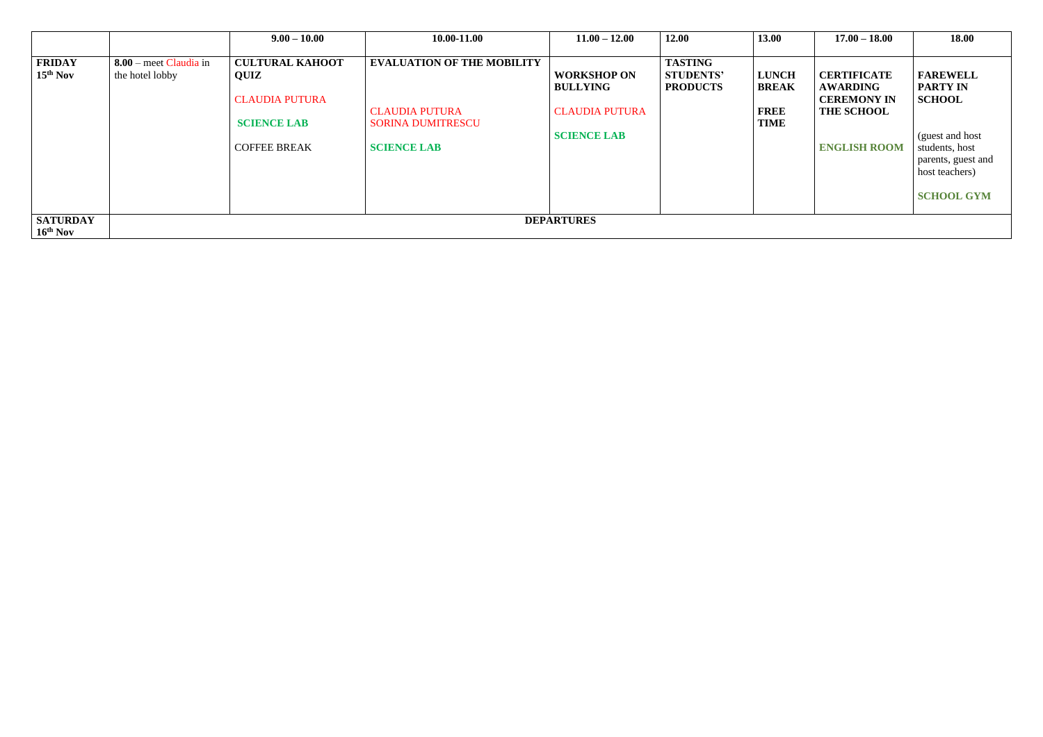| | | 9.00 – 10.00 | 10.00-11.00 | 11.00 – 12.00 | 12.00 | 13.00 | 17.00 – 18.00 | 18.00 |
|---|---|---|---|---|---|---|---|---|
| **FRIDAY 15th Nov** | **8.00** – meet Claudia in the hotel lobby | **CULTURAL KAHOOT QUIZ** CLAUDIA PUTURA **SCIENCE LAB** COFFEE BREAK | **EVALUATION OF THE MOBILITY** CLAUDIA PUTURA SORINA DUMITRESCU **SCIENCE LAB** | **WORKSHOP ON BULLYING** CLAUDIA PUTURA **SCIENCE LAB** | **TASTING STUDENTS' PRODUCTS** | **LUNCH BREAK** **FREE TIME** | **CERTIFICATE AWARDING CEREMONY IN THE SCHOOL** **ENGLISH ROOM** | **FAREWELL PARTY IN SCHOOL** (guest and host students, host parents, guest and host teachers) **SCHOOL GYM** |
| **SATURDAY 16th Nov** | **DEPARTURES** | | | | | | | |